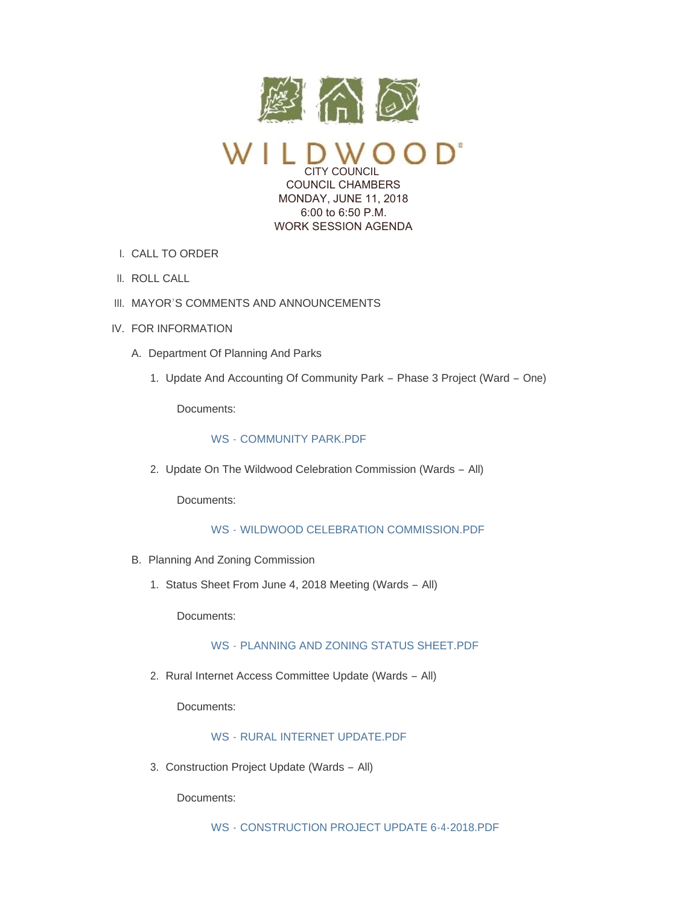# WILDWOOD

CITY COUNCIL
COUNCIL CHAMBERS
MONDAY, JUNE 11, 2018
6:00 to 6:50 P.M.
WORK SESSION AGENDA

I. CALL TO ORDER

II. ROLL CALL

III. MAYOR'S COMMENTS AND ANNOUNCEMENTS

IV. FOR INFORMATION

A. Department Of Planning And Parks

1. Update And Accounting Of Community Park – Phase 3 Project (Ward – One)

Documents:

WS - COMMUNITY PARK.PDF

2. Update On The Wildwood Celebration Commission (Wards – All)

Documents:

WS - WILDWOOD CELEBRATION COMMISSION.PDF

B. Planning And Zoning Commission

1. Status Sheet From June 4, 2018 Meeting (Wards – All)

Documents:

WS - PLANNING AND ZONING STATUS SHEET.PDF

2. Rural Internet Access Committee Update (Wards – All)

Documents:

WS - RURAL INTERNET UPDATE.PDF

3. Construction Project Update (Wards – All)

Documents:

WS - CONSTRUCTION PROJECT UPDATE 6-4-2018.PDF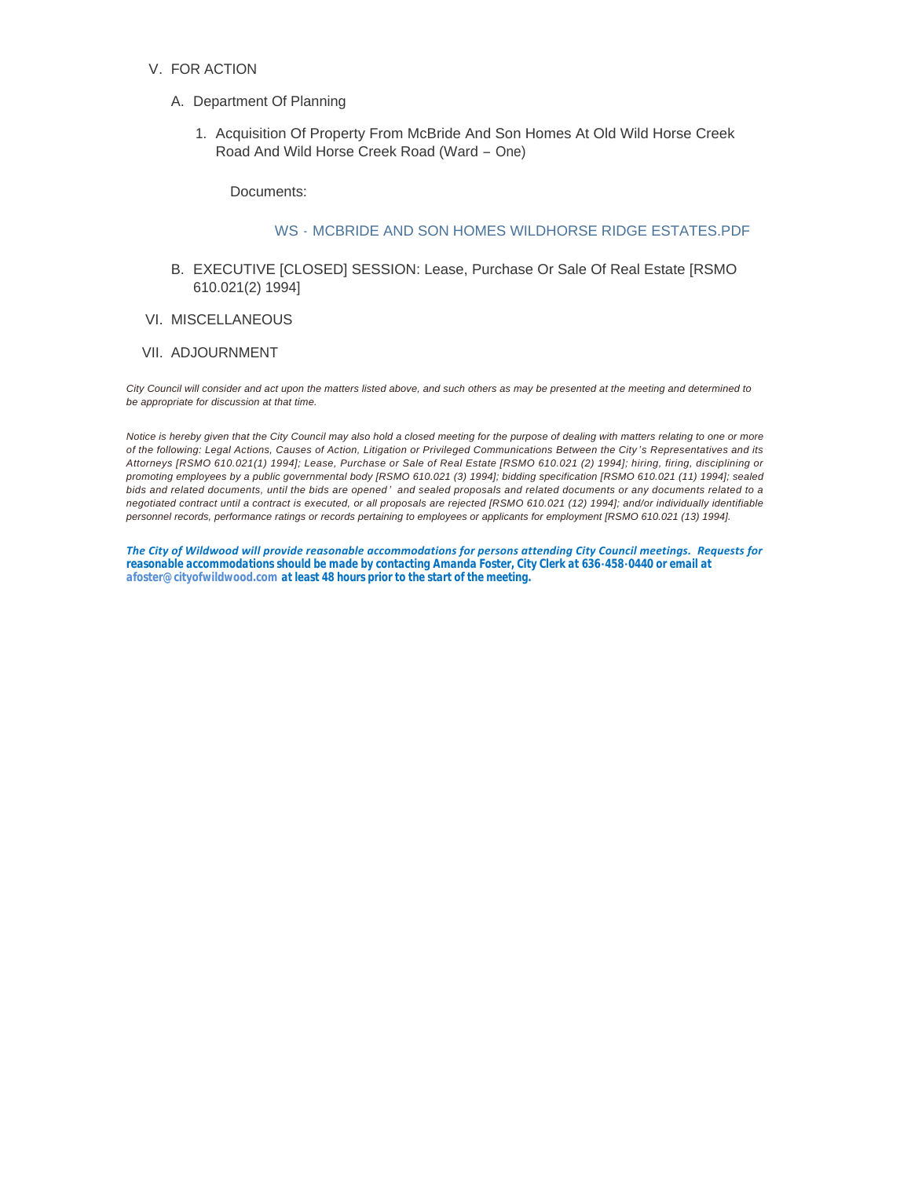V. FOR ACTION

A. Department Of Planning

1. Acquisition Of Property From McBride And Son Homes At Old Wild Horse Creek Road And Wild Horse Creek Road (Ward – One)

Documents:

WS - MCBRIDE AND SON HOMES WILDHORSE RIDGE ESTATES.PDF

B. EXECUTIVE [CLOSED] SESSION: Lease, Purchase Or Sale Of Real Estate [RSMO 610.021(2) 1994]

VI. MISCELLANEOUS

VII. ADJOURNMENT

*City Council will consider and act upon the matters listed above, and such others as may be presented at the meeting and determined to be appropriate for discussion at that time.*

*Notice is hereby given that the City Council may also hold a closed meeting for the purpose of dealing with matters relating to one or more of the following: Legal Actions, Causes of Action, Litigation or Privileged Communications Between the City's Representatives and its Attorneys [RSMO 610.021(1) 1994]; Lease, Purchase or Sale of Real Estate [RSMO 610.021 (2) 1994]; hiring, firing, disciplining or promoting employees by a public governmental body [RSMO 610.021 (3) 1994]; bidding specification [RSMO 610.021 (11) 1994]; sealed bids and related documents, until the bids are opened' and sealed proposals and related documents or any documents related to a negotiated contract until a contract is executed, or all proposals are rejected [RSMO 610.021 (12) 1994]; and/or individually identifiable personnel records, performance ratings or records pertaining to employees or applicants for employment [RSMO 610.021 (13) 1994].*

***The City of Wildwood will provide reasonable accommodations for persons attending City Council meetings. Requests for*** **reasonable accommodations should be made by contacting Amanda Foster, City Clerk at 636-458-0440 or email at afoster@cityofwildwood.com at least 48 hours prior to the start of the meeting.**